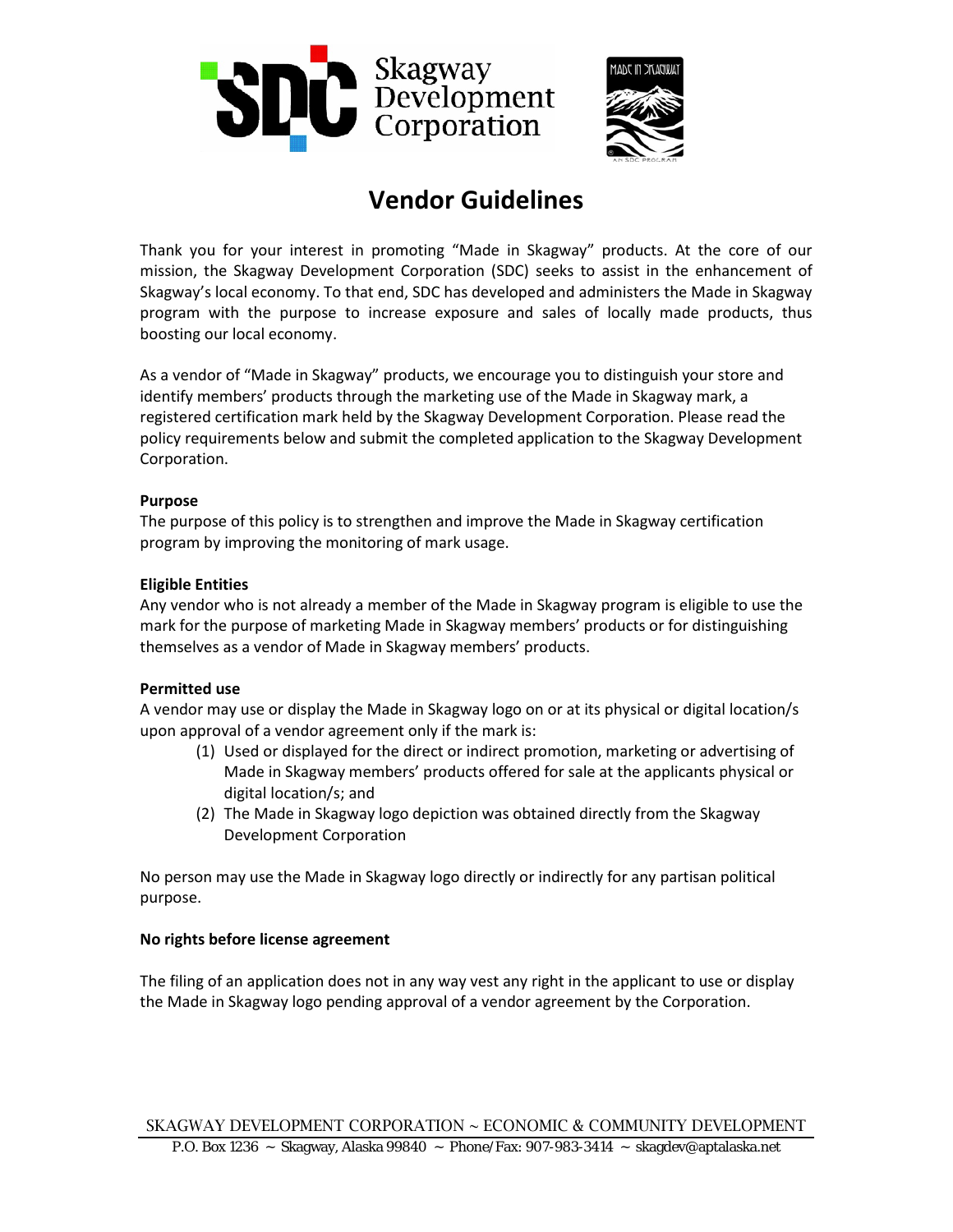# Vendor Guidelines

Thank you for your interest in promoting "Made in Skagway" products. At the core of our mission, the Skagway Development Corporation (SDC) seeks to assist in the enhancement of Skagway's local economy. To that end, SDC has developed and administers the Made in Skagway program with the purpose to increase exposure and sales of locally made products, thus boosting our local economy.

As a vendor of "Made in Skagway" products, we encourage you to distinguish your store and identify members' products through the marketing use of the Made in Skagway mark, a registered certification mark held by the Skagway Development Corporation. Please read the policy requirements below and submit the completed application to the Skagway Development Corporation.

**Purpose**

The purpose of this policy is to strengthen and improve the Made in Skagway certification program by improving the monitoring of mark usage.

**Eligible Entities**

Any vendor who is not already a member of the Made in Skagway program is eligible to use the mark for the purpose of marketing Made in Skagway members' products or for distinguishing themselves as a vendor of Made in Skagway members' products.

**Permitted use**

A vendor may use or display the Made in Skagway logo on or at its physical or digital location/s upon approval of a vendor agreement only if the mark is:

(1) Used or displayed for the direct or indirect promotion, marketing or advertising of Made in Skagway members' products offered for sale at the applicants physical or digital location/s; and

(2) The Made in Skagway logo depiction was obtained directly from the Skagway Development Corporation

No person may use the Made in Skagway logo directly or indirectly for any partisan political purpose.

**No rights before license agreement**

The filing of an application does not in any way vest any right in the applicant to use or display the Made in Skagway logo pending approval of a vendor agreement by the Corporation.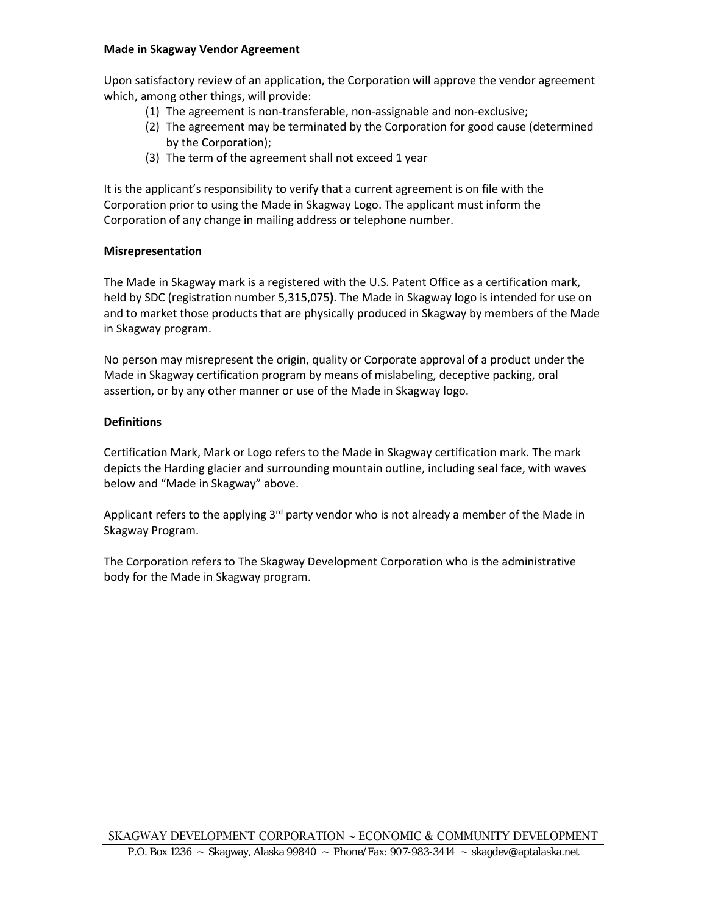**Made in Skagway Vendor Agreement**

Upon satisfactory review of an application, the Corporation will approve the vendor agreement which, among other things, will provide:

1. The agreement is non-transferable, non-assignable and non-exclusive;
2. The agreement may be terminated by the Corporation for good cause (determined by the Corporation);
3. The term of the agreement shall not exceed 1 year

It is the applicant's responsibility to verify that a current agreement is on file with the Corporation prior to using the Made in Skagway Logo. The applicant must inform the Corporation of any change in mailing address or telephone number.

**Misrepresentation**

The Made in Skagway mark is a registered with the U.S. Patent Office as a certification mark, held by SDC (registration number 5,315,075**)**. The Made in Skagway logo is intended for use on and to market those products that are physically produced in Skagway by members of the Made in Skagway program.

No person may misrepresent the origin, quality or Corporate approval of a product under the Made in Skagway certification program by means of mislabeling, deceptive packing, oral assertion, or by any other manner or use of the Made in Skagway logo.

**Definitions**

Certification Mark, Mark or Logo refers to the Made in Skagway certification mark. The mark depicts the Harding glacier and surrounding mountain outline, including seal face, with waves below and "Made in Skagway" above.

Applicant refers to the applying 3rd party vendor who is not already a member of the Made in Skagway Program.

The Corporation refers to The Skagway Development Corporation who is the administrative body for the Made in Skagway program.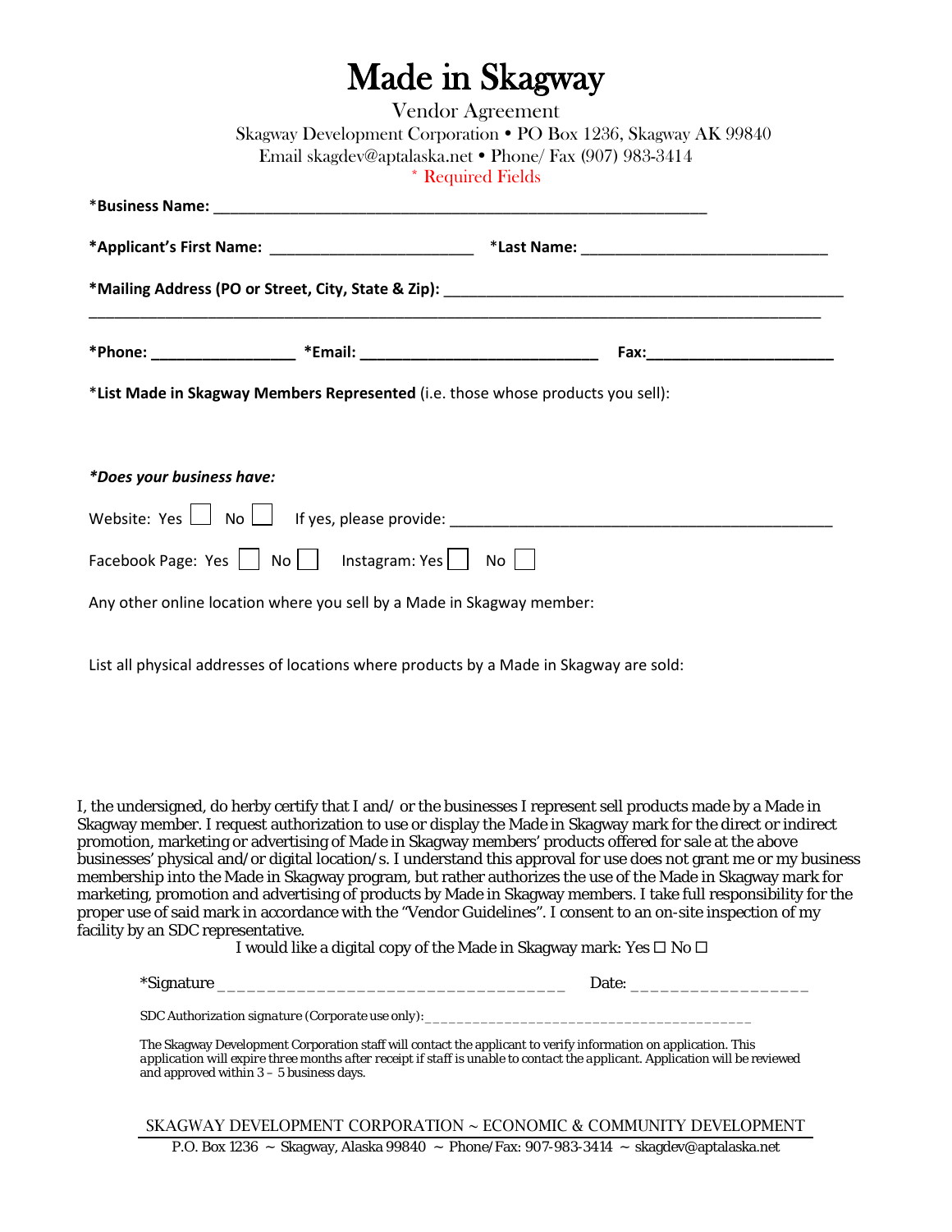# Made in Skagway

Vendor Agreement

Skagway Development Corporation • PO Box 1236, Skagway AK 99840

Email skagdev@aptalaska.net • Phone/ Fax (907) 983-3414

\* Required Fields

**\*Business Name:** ______________________________________________________________

**\*Applicant's First Name:** ________________________ **\*Last Name:** ______________________________

**\*Mailing Address (PO or Street, City, State & Zip):** ________________________________________________

__________________________________________________________________________________________

**\*Phone:** _________________ **\*Email:** ____________________________ **Fax:**_______________________

\***List Made in Skagway Members Represented** (i.e. those whose products you sell):

***\*Does your business have:***

Website: Yes ☐ No ☐ If yes, please provide: ______________________________________________

Facebook Page: Yes ☐ No ☐ Instagram: Yes ☐ No ☐

Any other online location where you sell by a Made in Skagway member:

List all physical addresses of locations where products by a Made in Skagway are sold:

I, the undersigned, do herby certify that I and/ or the businesses I represent sell products made by a Made in Skagway member. I request authorization to use or display the Made in Skagway mark for the direct or indirect promotion, marketing or advertising of Made in Skagway members' products offered for sale at the above businesses' physical and/or digital location/s. I understand this approval for use does not grant me or my business membership into the Made in Skagway program, but rather authorizes the use of the Made in Skagway mark for marketing, promotion and advertising of products by Made in Skagway members. I take full responsibility for the proper use of said mark in accordance with the "Vendor Guidelines". I consent to an on-site inspection of my facility by an SDC representative.

I would like a digital copy of the Made in Skagway mark: Yes ☐ No ☐

\*Signature ___________________________________ Date: __________________

*SDC Authorization signature (Corporate use only):*_______________________________________

The Skagway Development Corporation staff will contact the applicant to verify information on application. This *application will expire three months after receipt if staff is unable to contact the applicant.* Application will be reviewed and approved within 3 – 5 business days.

SKAGWAY DEVELOPMENT CORPORATION ~ ECONOMIC & COMMUNITY DEVELOPMENT

P.O. Box 1236 ~ Skagway, Alaska 99840 ~ Phone/Fax: 907-983-3414 ~ skagdev@aptalaska.net